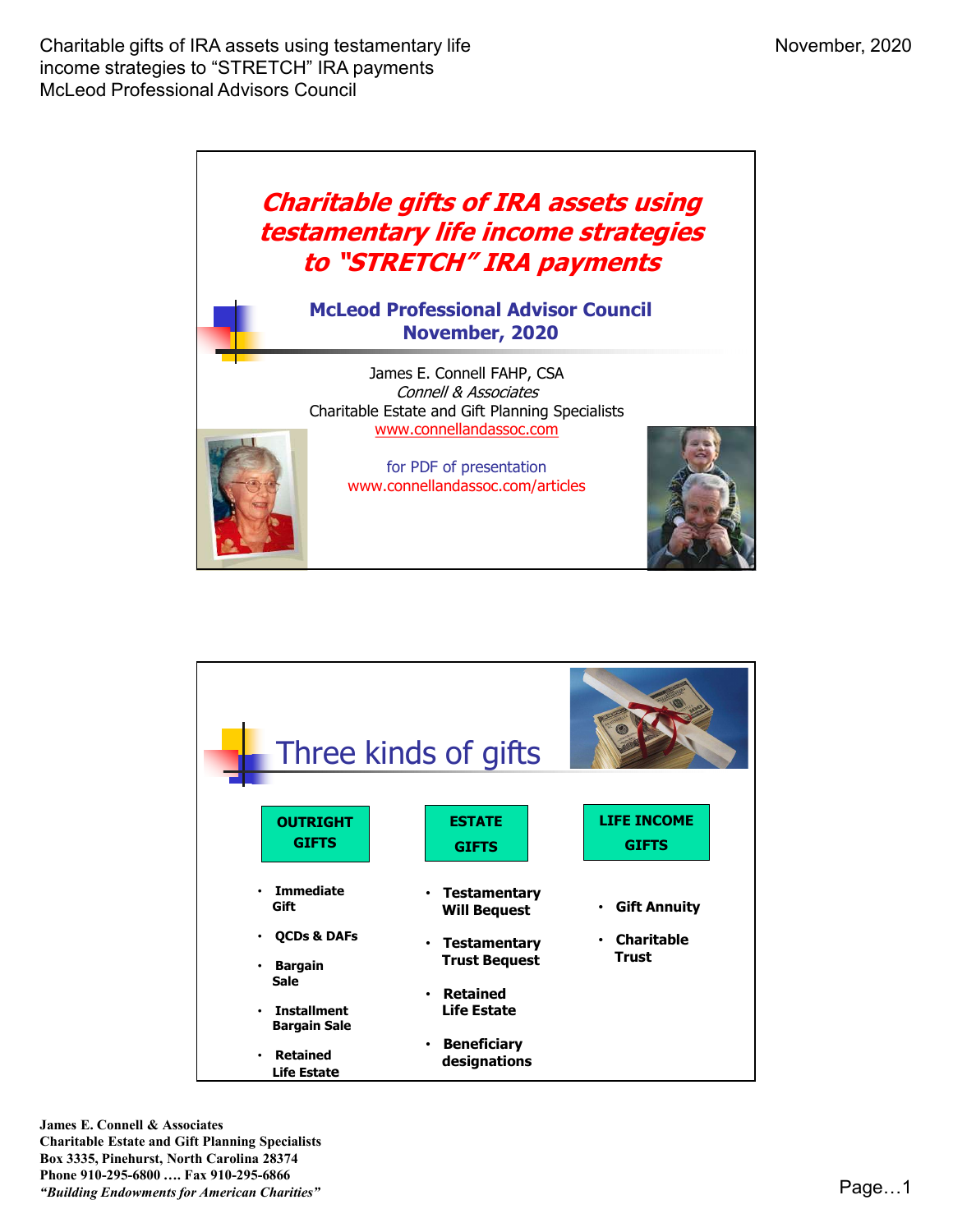# Charitable gifts of IRA assets using testamentary life income strategies to "STRETCH" IRA payments

## McLeod Professional Advisor Council
## November, 2020

James E. Connell FAHP, CSA
*Connell & Associates*
Charitable Estate and Gift Planning Specialists
www.connellandassoc.com

for PDF of presentation
www.connellandassoc.com/articles

## Three kinds of gifts

| OUTRIGHT GIFTS | ESTATE GIFTS | LIFE INCOME GIFTS |
|---|---|---|
| • **Immediate Gift** | • **Testamentary Will Bequest** | • **Gift Annuity** |
| • **QCDs & DAFs** | • **Testamentary Trust Bequest** | • **Charitable Trust** |
| • **Bargain Sale** | • **Retained Life Estate** | |
| • **Installment Bargain Sale** | • **Beneficiary designations** | |
| • **Retained Life Estate** | | |

**James E. Connell & Associates**
**Charitable Estate and Gift Planning Specialists**
**Box 3335, Pinehurst, North Carolina 28374**
**Phone 910-295-6800 …. Fax 910-295-6866**
***"Building Endowments for American Charities"***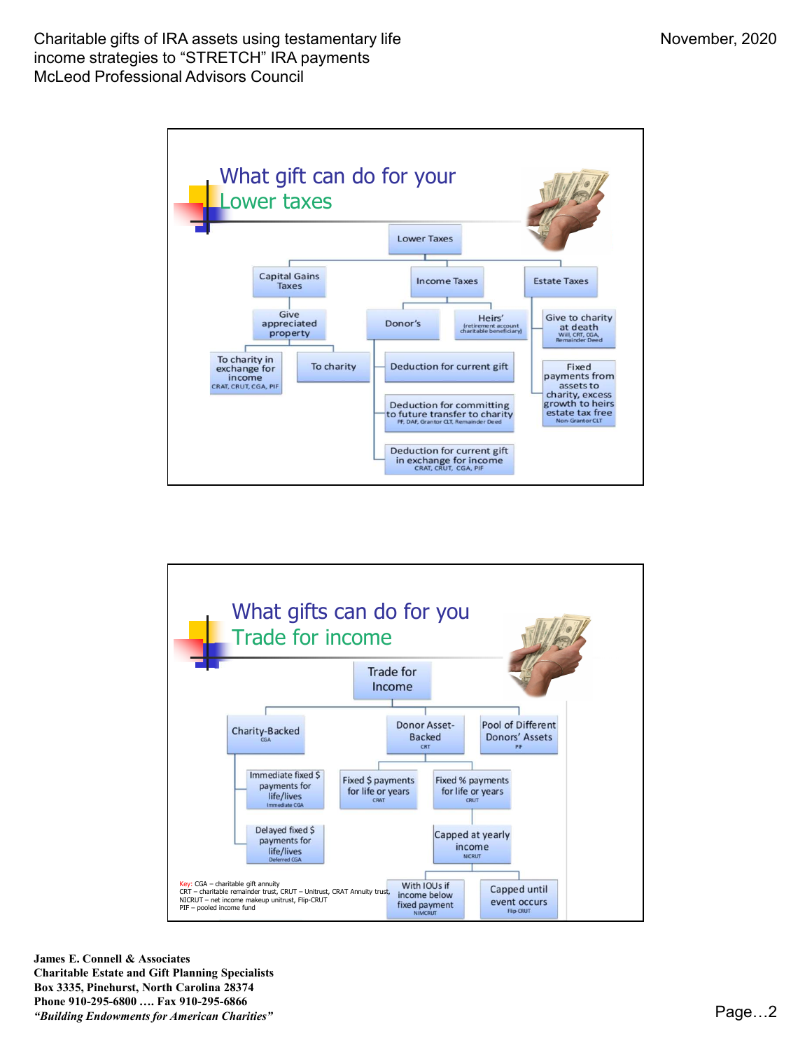## What gift can do for your
## Lower taxes

- **Lower Taxes**
  - **Capital Gains Taxes**
    - Give appreciated property
      - To charity in exchange for income (CRAT, CRUT, CGA, PIF)
      - To charity
  - **Income Taxes**
    - Donor's
      - Deduction for current gift
      - Deduction for committing to future transfer to charity (PF, DAF, Grantor CLT, Remainder Deed)
      - Deduction for current gift in exchange for income (CRAT, CRUT, CGA, PIF)
    - Heirs' (retirement account charitable beneficiary)
  - **Estate Taxes**
    - Give to charity at death (Will, CRT, CGA, Remainder Deed)
    - Fixed payments from assets to charity, excess growth to heirs estate tax free (Non-Grantor CLT)

## What gifts can do for you
## Trade for income

- **Trade for Income**
  - **Charity-Backed** (CGA)
    - Immediate fixed $ payments for life/lives (Immediate CGA)
    - Delayed fixed $ payments for life/lives (Deferred CGA)
  - **Donor Asset-Backed** (CRT)
    - Fixed $ payments for life or years (CRAT)
    - Fixed % payments for life or years (CRUT)
      - Capped at yearly income (NICRUT)
        - With IOUs if income below fixed payment (NIMCRUT)
        - Capped until event occurs (Flip-CRUT)
  - **Pool of Different Donors' Assets** (PIF)

Key: CGA – charitable gift annuity
CRT – charitable remainder trust, CRUT – Unitrust, CRAT Annuity trust,
NICRUT – net income makeup unitrust, Flip-CRUT
PIF – pooled income fund

**James E. Connell & Associates**
**Charitable Estate and Gift Planning Specialists**
**Box 3335, Pinehurst, North Carolina 28374**
**Phone 910-295-6800 …. Fax 910-295-6866**
***"Building Endowments for American Charities"***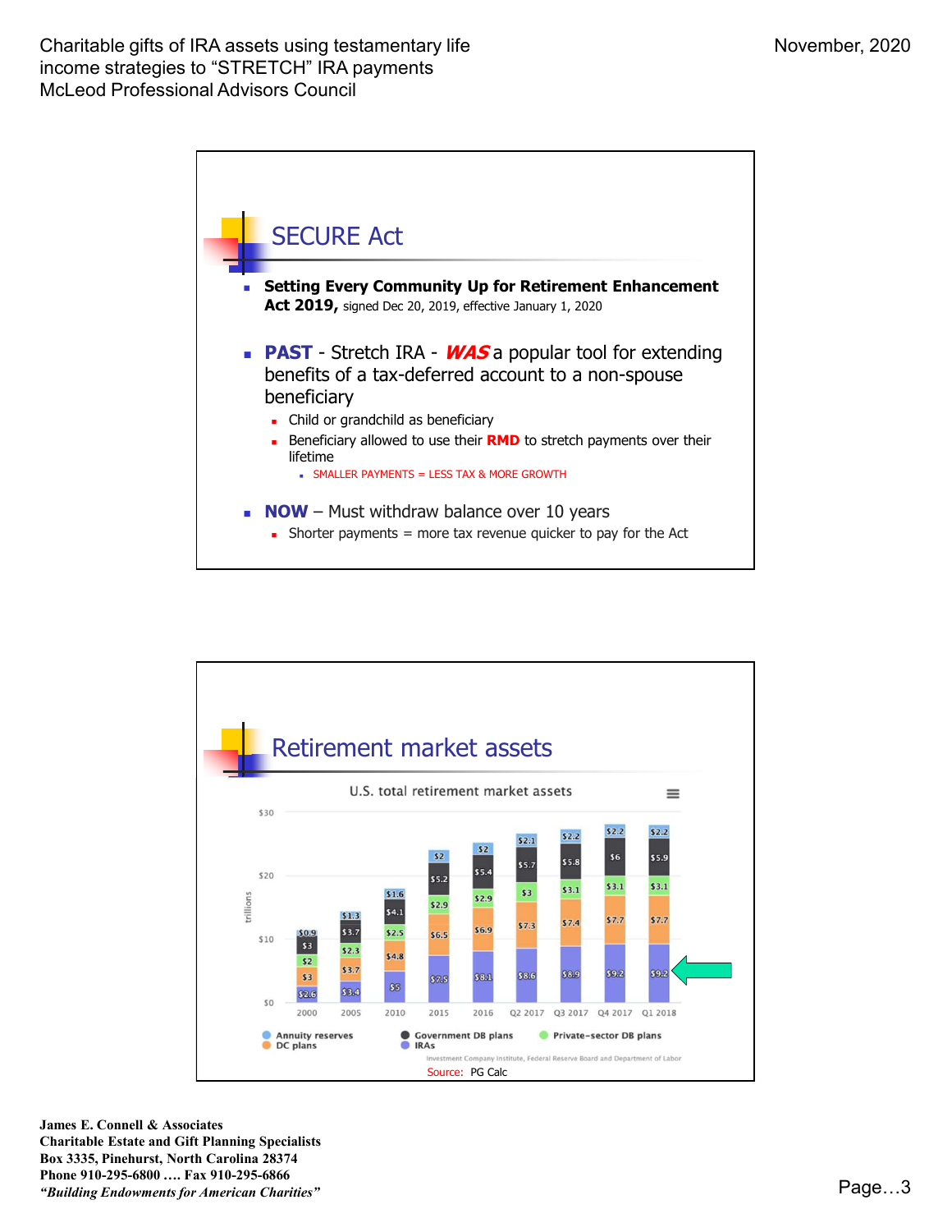## SECURE Act

- **Setting Every Community Up for Retirement Enhancement Act 2019,** signed Dec 20, 2019, effective January 1, 2020

- **PAST** - Stretch IRA - ***WAS*** a popular tool for extending benefits of a tax-deferred account to a non-spouse beneficiary
  - Child or grandchild as beneficiary
  - Beneficiary allowed to use their **RMD** to stretch payments over their lifetime
    - SMALLER PAYMENTS = LESS TAX & MORE GROWTH

- **NOW** – Must withdraw balance over 10 years
  - Shorter payments = more tax revenue quicker to pay for the Act

## Retirement market assets

U.S. total retirement market assets (trillions)

| | 2000 | 2005 | 2010 | 2015 | 2016 | Q2 2017 | Q3 2017 | Q4 2017 | Q1 2018 |
|---|---|---|---|---|---|---|---|---|---|
| Annuity reserves | $0.9 | $1.3 | $1.6 | $2 | $2 | $2.1 | $2.2 | $2.2 | $2.2 |
| Government DB plans | $3 | $3.7 | $4.1 | $5.2 | $5.4 | $5.7 | $5.8 | $6 | $5.9 |
| Private-sector DB plans | $2 | $2.3 | $2.5 | $2.9 | $2.9 | $3 | $3.1 | $3.1 | $3.1 |
| DC plans | $3 | $3.7 | $4.8 | $6.5 | $6.9 | $7.3 | $7.4 | $7.7 | $7.7 |
| IRAs | $2.6 | $3.4 | $5 | $7.5 | $8.1 | $8.6 | $8.9 | $9.2 | $9.2 |

Investment Company Institute, Federal Reserve Board and Department of Labor

Source: PG Calc

James E. Connell & Associates
Charitable Estate and Gift Planning Specialists
Box 3335, Pinehurst, North Carolina 28374
Phone 910-295-6800 …. Fax 910-295-6866
*"Building Endowments for American Charities"*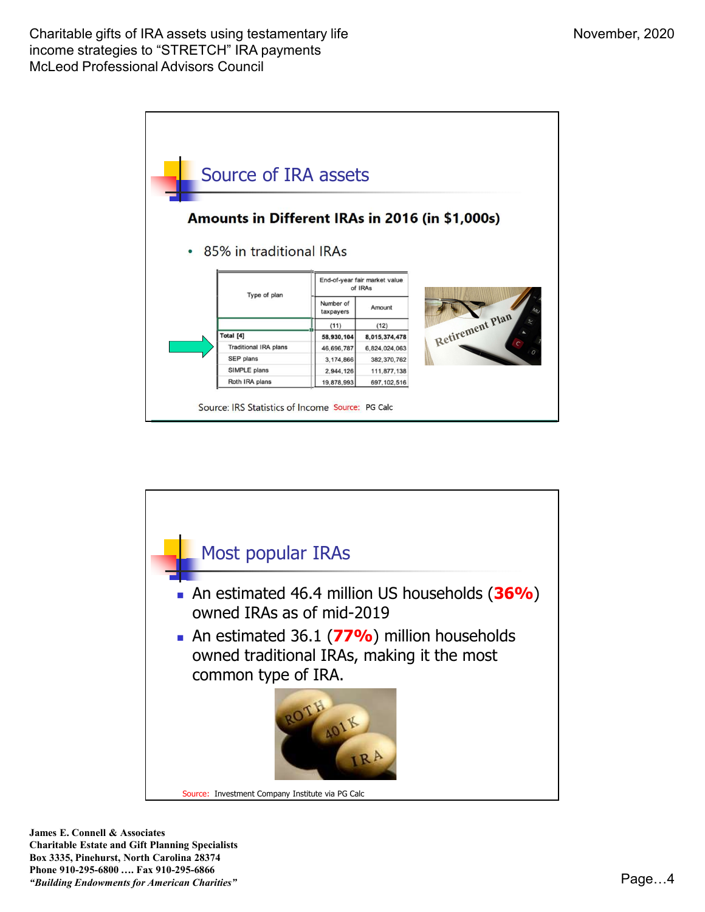## Source of IRA assets

**Amounts in Different IRAs in 2016 (in $1,000s)**

- 85% in traditional IRAs

| Type of plan | End-of-year fair market value of IRAs | |
|---|---|---|
| | Number of taxpayers | Amount |
| | (11) | (12) |
| **Total [4]** | **58,930,104** | **8,015,374,478** |
| Traditional IRA plans | 46,696,787 | 6,824,024,063 |
| SEP plans | 3,174,866 | 382,370,762 |
| SIMPLE plans | 2,944,126 | 111,877,138 |
| Roth IRA plans | 19,878,993 | 697,102,516 |

Source: IRS Statistics of Income Source: PG Calc

## Most popular IRAs

- An estimated 46.4 million US households (**36%**) owned IRAs as of mid-2019
- An estimated 36.1 (**77%**) million households owned traditional IRAs, making it the most common type of IRA.

Source: Investment Company Institute via PG Calc

**James E. Connell & Associates**
**Charitable Estate and Gift Planning Specialists**
**Box 3335, Pinehurst, North Carolina 28374**
**Phone 910-295-6800 …. Fax 910-295-6866**
***"Building Endowments for American Charities"***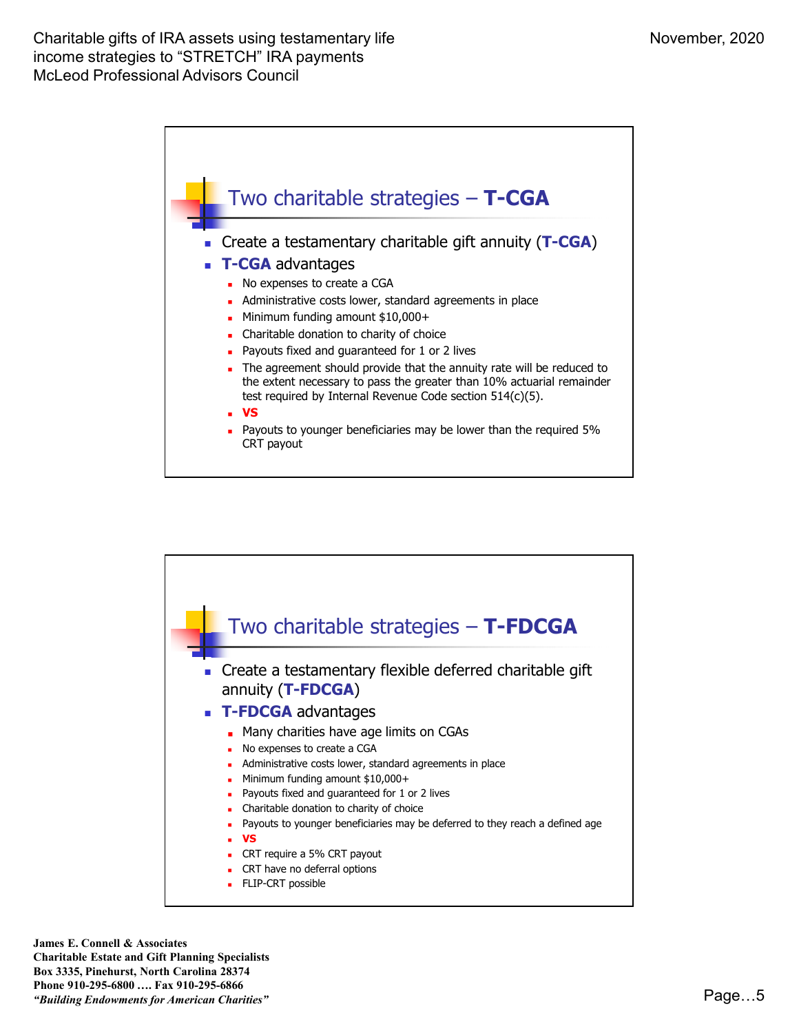## Two charitable strategies – **T-CGA**

- Create a testamentary charitable gift annuity (**T-CGA**)
- **T-CGA** advantages
  - No expenses to create a CGA
  - Administrative costs lower, standard agreements in place
  - Minimum funding amount $10,000+
  - Charitable donation to charity of choice
  - Payouts fixed and guaranteed for 1 or 2 lives
  - The agreement should provide that the annuity rate will be reduced to the extent necessary to pass the greater than 10% actuarial remainder test required by Internal Revenue Code section 514(c)(5).
  - **VS**
  - Payouts to younger beneficiaries may be lower than the required 5% CRT payout

## Two charitable strategies – **T-FDCGA**

- Create a testamentary flexible deferred charitable gift annuity (**T-FDCGA**)
- **T-FDCGA** advantages
  - Many charities have age limits on CGAs
  - No expenses to create a CGA
  - Administrative costs lower, standard agreements in place
  - Minimum funding amount $10,000+
  - Payouts fixed and guaranteed for 1 or 2 lives
  - Charitable donation to charity of choice
  - Payouts to younger beneficiaries may be deferred to they reach a defined age
  - **VS**
  - CRT require a 5% CRT payout
  - CRT have no deferral options
  - FLIP-CRT possible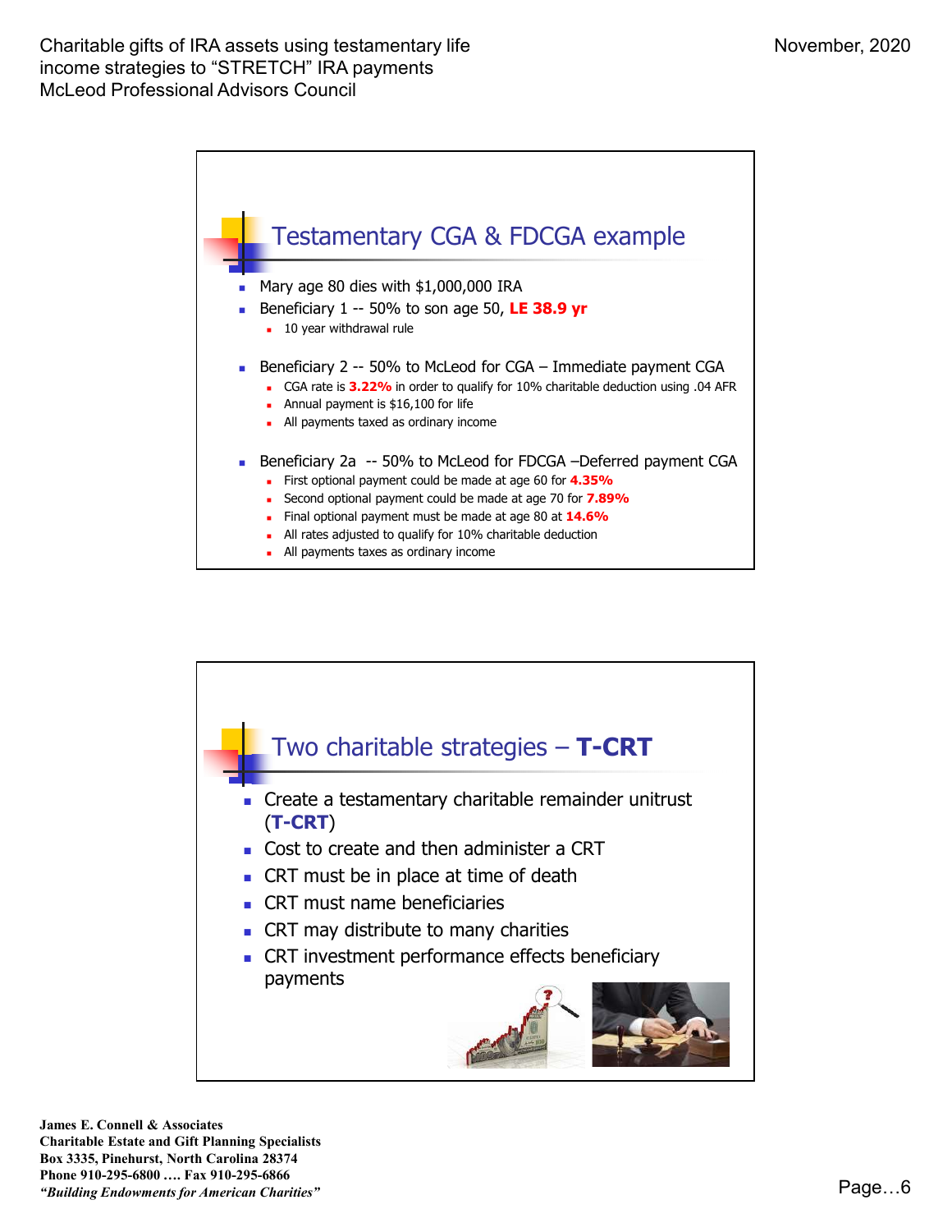## Testamentary CGA & FDCGA example

- Mary age 80 dies with $1,000,000 IRA
- Beneficiary 1 -- 50% to son age 50, **LE 38.9 yr**
  - 10 year withdrawal rule
- Beneficiary 2 -- 50% to McLeod for CGA – Immediate payment CGA
  - CGA rate is **3.22%** in order to qualify for 10% charitable deduction using .04 AFR
  - Annual payment is $16,100 for life
  - All payments taxed as ordinary income
- Beneficiary 2a -- 50% to McLeod for FDCGA –Deferred payment CGA
  - First optional payment could be made at age 60 for **4.35%**
  - Second optional payment could be made at age 70 for **7.89%**
  - Final optional payment must be made at age 80 at **14.6%**
  - All rates adjusted to qualify for 10% charitable deduction
  - All payments taxes as ordinary income

## Two charitable strategies – **T-CRT**

- Create a testamentary charitable remainder unitrust (**T-CRT**)
- Cost to create and then administer a CRT
- CRT must be in place at time of death
- CRT must name beneficiaries
- CRT may distribute to many charities
- CRT investment performance effects beneficiary payments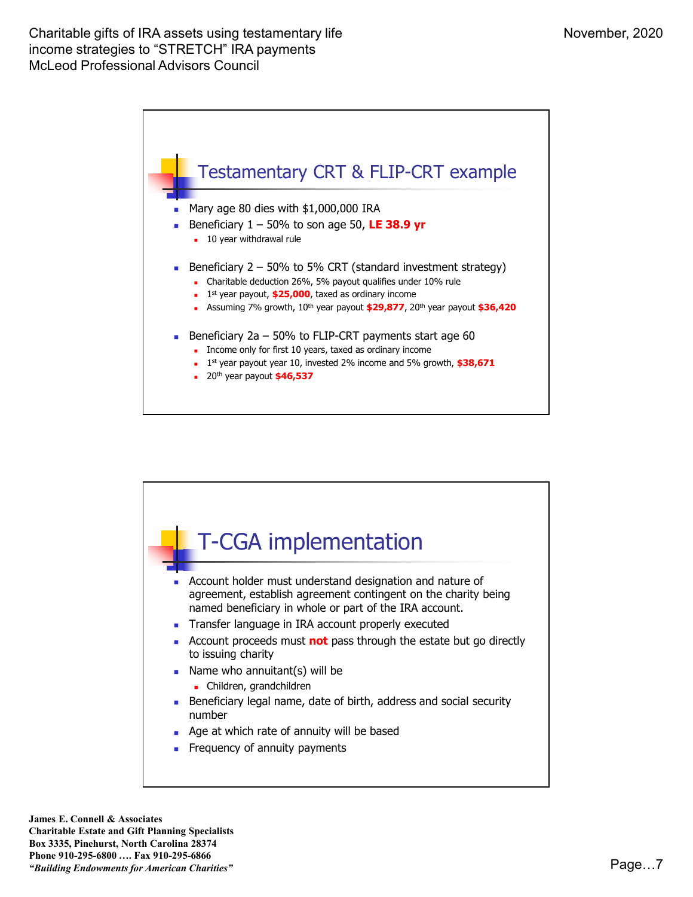## Testamentary CRT & FLIP-CRT example

- Mary age 80 dies with $1,000,000 IRA
- Beneficiary 1 – 50% to son age 50, **LE 38.9 yr**
  - 10 year withdrawal rule
- Beneficiary 2 – 50% to 5% CRT (standard investment strategy)
  - Charitable deduction 26%, 5% payout qualifies under 10% rule
  - 1st year payout, **$25,000**, taxed as ordinary income
  - Assuming 7% growth, 10th year payout **$29,877**, 20th year payout **$36,420**
- Beneficiary 2a – 50% to FLIP-CRT payments start age 60
  - Income only for first 10 years, taxed as ordinary income
  - 1st year payout year 10, invested 2% income and 5% growth, **$38,671**
  - 20th year payout **$46,537**

## T-CGA implementation

- Account holder must understand designation and nature of agreement, establish agreement contingent on the charity being named beneficiary in whole or part of the IRA account.
- Transfer language in IRA account properly executed
- Account proceeds must **not** pass through the estate but go directly to issuing charity
- Name who annuitant(s) will be
  - Children, grandchildren
- Beneficiary legal name, date of birth, address and social security number
- Age at which rate of annuity will be based
- Frequency of annuity payments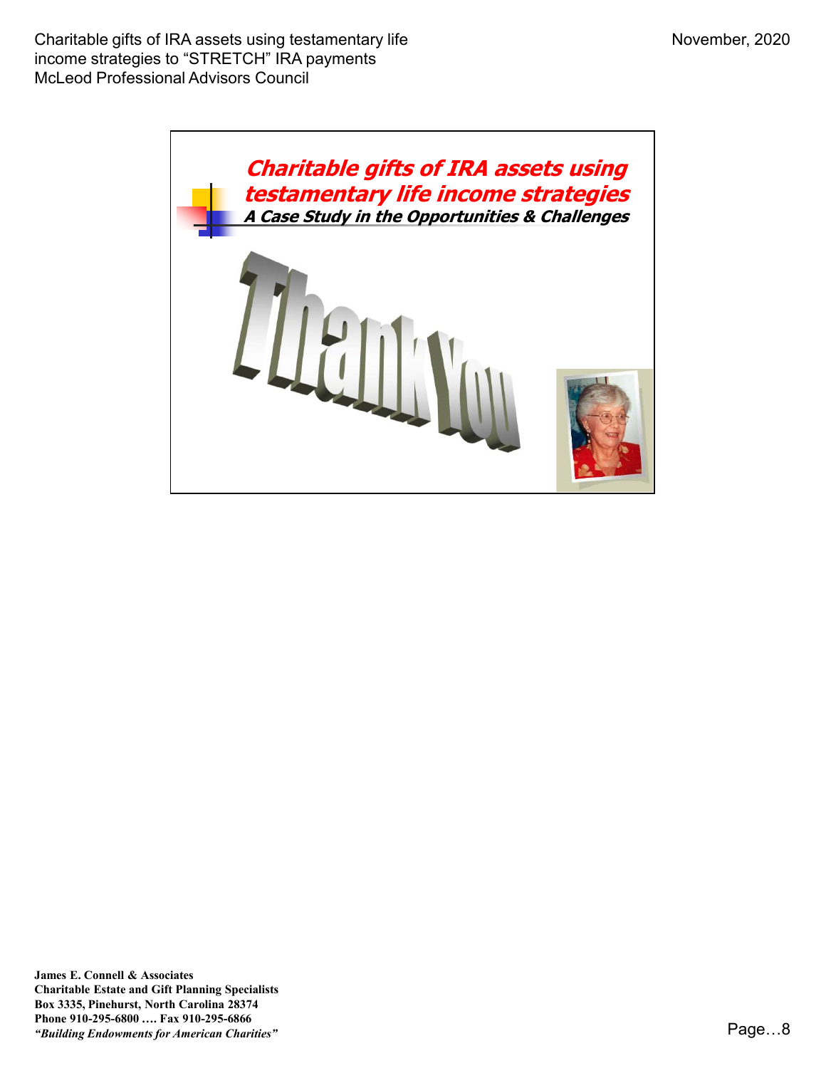## Charitable gifts of IRA assets using testamentary life income strategies

### A Case Study in the Opportunities & Challenges

Thank You